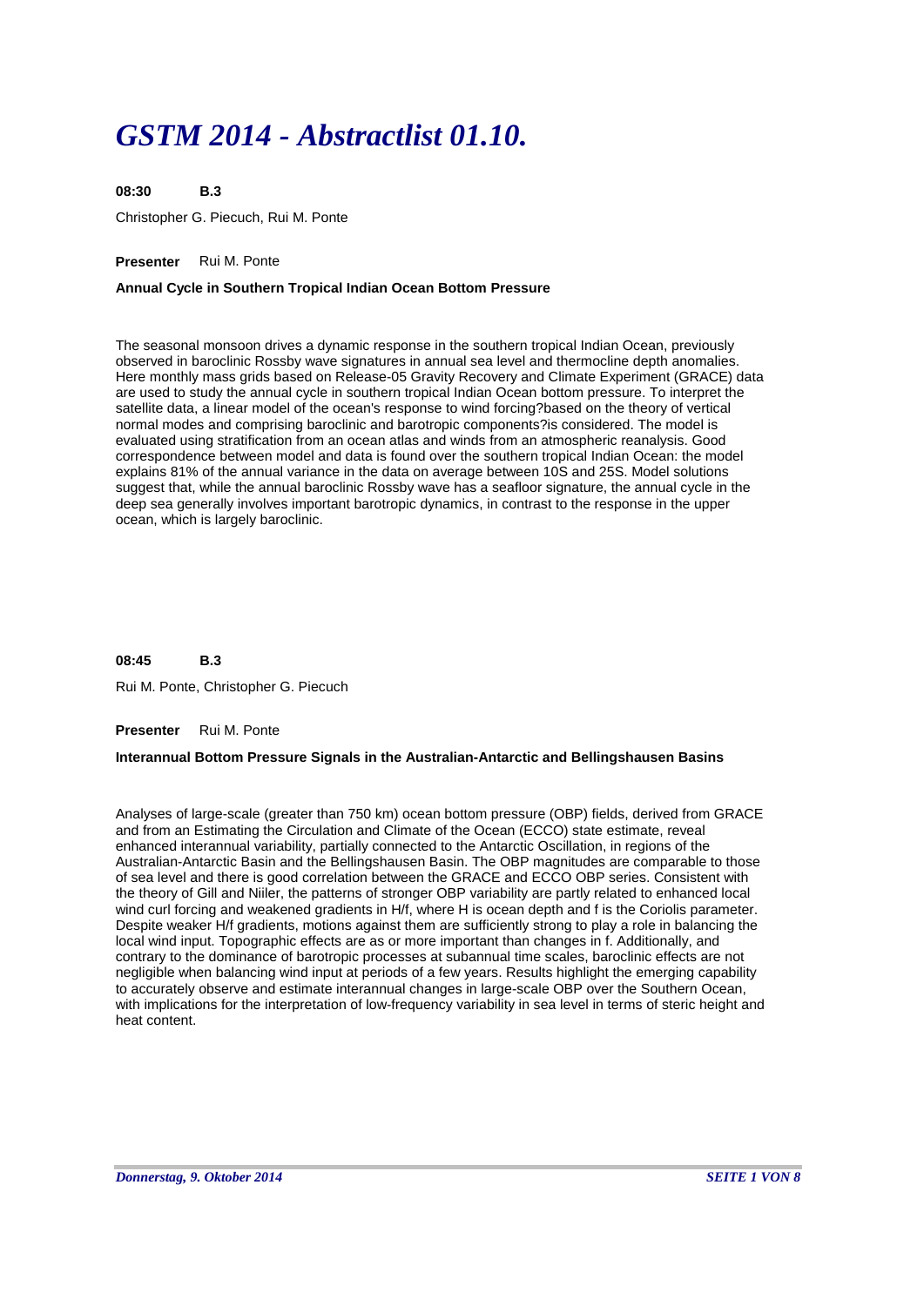# *GSTM 2014 - Abstractlist 01.10.*

**08:30 B.3**

Christopher G. Piecuch, Rui M. Ponte

**Presenter** Rui M. Ponte

**Annual Cycle in Southern Tropical Indian Ocean Bottom Pressure**

The seasonal monsoon drives a dynamic response in the southern tropical Indian Ocean, previously observed in baroclinic Rossby wave signatures in annual sea level and thermocline depth anomalies. Here monthly mass grids based on Release-05 Gravity Recovery and Climate Experiment (GRACE) data are used to study the annual cycle in southern tropical Indian Ocean bottom pressure. To interpret the satellite data, a linear model of the ocean's response to wind forcing?based on the theory of vertical normal modes and comprising baroclinic and barotropic components?is considered. The model is evaluated using stratification from an ocean atlas and winds from an atmospheric reanalysis. Good correspondence between model and data is found over the southern tropical Indian Ocean: the model explains 81% of the annual variance in the data on average between 10S and 25S. Model solutions suggest that, while the annual baroclinic Rossby wave has a seafloor signature, the annual cycle in the deep sea generally involves important barotropic dynamics, in contrast to the response in the upper ocean, which is largely baroclinic.

**08:45 B.3**

Rui M. Ponte, Christopher G. Piecuch

**Presenter** Rui M. Ponte

**Interannual Bottom Pressure Signals in the Australian-Antarctic and Bellingshausen Basins**

Analyses of large-scale (greater than 750 km) ocean bottom pressure (OBP) fields, derived from GRACE and from an Estimating the Circulation and Climate of the Ocean (ECCO) state estimate, reveal enhanced interannual variability, partially connected to the Antarctic Oscillation, in regions of the Australian-Antarctic Basin and the Bellingshausen Basin. The OBP magnitudes are comparable to those of sea level and there is good correlation between the GRACE and ECCO OBP series. Consistent with the theory of Gill and Niiler, the patterns of stronger OBP variability are partly related to enhanced local wind curl forcing and weakened gradients in $H/f$, where $H$ is ocean depth and $f$ is the Coriolis parameter. Despite weaker $H/f$ gradients, motions against them are sufficiently strong to play a role in balancing the local wind input. Topographic effects are as or more important than changes in $f$. Additionally, and contrary to the dominance of barotropic processes at subannual time scales, baroclinic effects are not negligible when balancing wind input at periods of a few years. Results highlight the emerging capability to accurately observe and estimate interannual changes in large-scale OBP over the Southern Ocean, with implications for the interpretation of low-frequency variability in sea level in terms of steric height and heat content.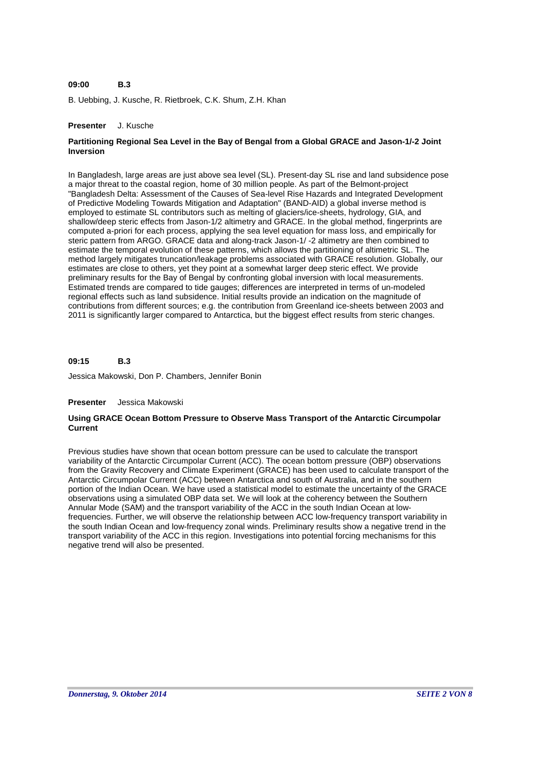**09:00 B.3**

B. Uebbing, J. Kusche, R. Rietbroek, C.K. Shum, Z.H. Khan

**Presenter** J. Kusche

**Partitioning Regional Sea Level in the Bay of Bengal from a Global GRACE and Jason-1/-2 Joint Inversion**

In Bangladesh, large areas are just above sea level (SL). Present-day SL rise and land subsidence pose a major threat to the coastal region, home of 30 million people. As part of the Belmont-project "Bangladesh Delta: Assessment of the Causes of Sea-level Rise Hazards and Integrated Development of Predictive Modeling Towards Mitigation and Adaptation" (BAND-AID) a global inverse method is employed to estimate SL contributors such as melting of glaciers/ice-sheets, hydrology, GIA, and shallow/deep steric effects from Jason-1/2 altimetry and GRACE. In the global method, fingerprints are computed a-priori for each process, applying the sea level equation for mass loss, and empirically for steric pattern from ARGO. GRACE data and along-track Jason-1/ -2 altimetry are then combined to estimate the temporal evolution of these patterns, which allows the partitioning of altimetric SL. The method largely mitigates truncation/leakage problems associated with GRACE resolution. Globally, our estimates are close to others, yet they point at a somewhat larger deep steric effect. We provide preliminary results for the Bay of Bengal by confronting global inversion with local measurements. Estimated trends are compared to tide gauges; differences are interpreted in terms of un-modeled regional effects such as land subsidence. Initial results provide an indication on the magnitude of contributions from different sources; e.g. the contribution from Greenland ice-sheets between 2003 and 2011 is significantly larger compared to Antarctica, but the biggest effect results from steric changes.

**09:15 B.3**

Jessica Makowski, Don P. Chambers, Jennifer Bonin

**Presenter** Jessica Makowski

**Using GRACE Ocean Bottom Pressure to Observe Mass Transport of the Antarctic Circumpolar Current**

Previous studies have shown that ocean bottom pressure can be used to calculate the transport variability of the Antarctic Circumpolar Current (ACC). The ocean bottom pressure (OBP) observations from the Gravity Recovery and Climate Experiment (GRACE) has been used to calculate transport of the Antarctic Circumpolar Current (ACC) between Antarctica and south of Australia, and in the southern portion of the Indian Ocean. We have used a statistical model to estimate the uncertainty of the GRACE observations using a simulated OBP data set. We will look at the coherency between the Southern Annular Mode (SAM) and the transport variability of the ACC in the south Indian Ocean at low-frequencies. Further, we will observe the relationship between ACC low-frequency transport variability in the south Indian Ocean and low-frequency zonal winds. Preliminary results show a negative trend in the transport variability of the ACC in this region. Investigations into potential forcing mechanisms for this negative trend will also be presented.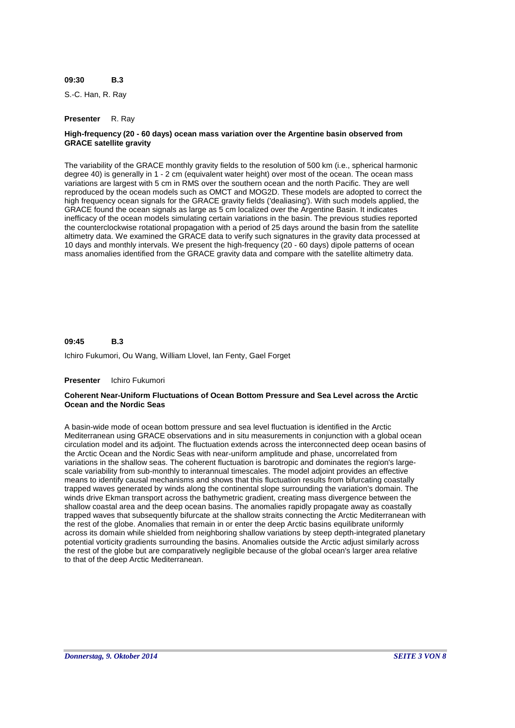**09:30 B.3**

S.-C. Han, R. Ray

**Presenter** R. Ray

**High-frequency (20 - 60 days) ocean mass variation over the Argentine basin observed from GRACE satellite gravity**

The variability of the GRACE monthly gravity fields to the resolution of 500 km (i.e., spherical harmonic degree 40) is generally in 1 - 2 cm (equivalent water height) over most of the ocean. The ocean mass variations are largest with 5 cm in RMS over the southern ocean and the north Pacific. They are well reproduced by the ocean models such as OMCT and MOG2D. These models are adopted to correct the high frequency ocean signals for the GRACE gravity fields ('dealiasing'). With such models applied, the GRACE found the ocean signals as large as 5 cm localized over the Argentine Basin. It indicates inefficacy of the ocean models simulating certain variations in the basin. The previous studies reported the counterclockwise rotational propagation with a period of 25 days around the basin from the satellite altimetry data. We examined the GRACE data to verify such signatures in the gravity data processed at 10 days and monthly intervals. We present the high-frequency (20 - 60 days) dipole patterns of ocean mass anomalies identified from the GRACE gravity data and compare with the satellite altimetry data.

**09:45 B.3**

Ichiro Fukumori, Ou Wang, William Llovel, Ian Fenty, Gael Forget

**Presenter** Ichiro Fukumori

**Coherent Near-Uniform Fluctuations of Ocean Bottom Pressure and Sea Level across the Arctic Ocean and the Nordic Seas**

A basin-wide mode of ocean bottom pressure and sea level fluctuation is identified in the Arctic Mediterranean using GRACE observations and in situ measurements in conjunction with a global ocean circulation model and its adjoint. The fluctuation extends across the interconnected deep ocean basins of the Arctic Ocean and the Nordic Seas with near-uniform amplitude and phase, uncorrelated from variations in the shallow seas. The coherent fluctuation is barotropic and dominates the region's large-scale variability from sub-monthly to interannual timescales. The model adjoint provides an effective means to identify causal mechanisms and shows that this fluctuation results from bifurcating coastally trapped waves generated by winds along the continental slope surrounding the variation's domain. The winds drive Ekman transport across the bathymetric gradient, creating mass divergence between the shallow coastal area and the deep ocean basins. The anomalies rapidly propagate away as coastally trapped waves that subsequently bifurcate at the shallow straits connecting the Arctic Mediterranean with the rest of the globe. Anomalies that remain in or enter the deep Arctic basins equilibrate uniformly across its domain while shielded from neighboring shallow variations by steep depth-integrated planetary potential vorticity gradients surrounding the basins. Anomalies outside the Arctic adjust similarly across the rest of the globe but are comparatively negligible because of the global ocean's larger area relative to that of the deep Arctic Mediterranean.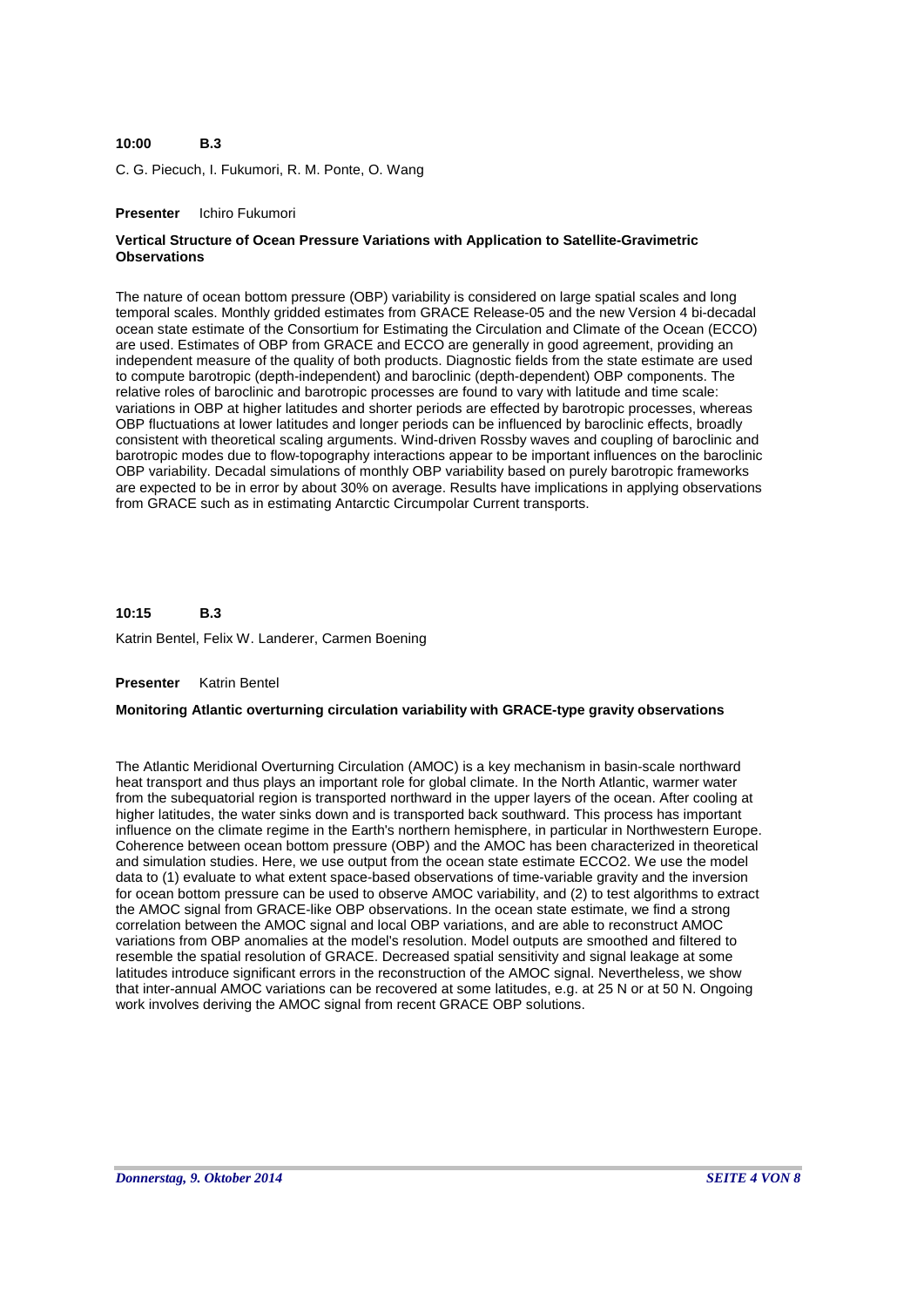**10:00 B.3**

C. G. Piecuch, I. Fukumori, R. M. Ponte, O. Wang

**Presenter** Ichiro Fukumori

**Vertical Structure of Ocean Pressure Variations with Application to Satellite-Gravimetric Observations**

The nature of ocean bottom pressure (OBP) variability is considered on large spatial scales and long temporal scales. Monthly gridded estimates from GRACE Release-05 and the new Version 4 bi-decadal ocean state estimate of the Consortium for Estimating the Circulation and Climate of the Ocean (ECCO) are used. Estimates of OBP from GRACE and ECCO are generally in good agreement, providing an independent measure of the quality of both products. Diagnostic fields from the state estimate are used to compute barotropic (depth-independent) and baroclinic (depth-dependent) OBP components. The relative roles of baroclinic and barotropic processes are found to vary with latitude and time scale: variations in OBP at higher latitudes and shorter periods are effected by barotropic processes, whereas OBP fluctuations at lower latitudes and longer periods can be influenced by baroclinic effects, broadly consistent with theoretical scaling arguments. Wind-driven Rossby waves and coupling of baroclinic and barotropic modes due to flow-topography interactions appear to be important influences on the baroclinic OBP variability. Decadal simulations of monthly OBP variability based on purely barotropic frameworks are expected to be in error by about 30% on average. Results have implications in applying observations from GRACE such as in estimating Antarctic Circumpolar Current transports.

**10:15 B.3**

Katrin Bentel, Felix W. Landerer, Carmen Boening

**Presenter** Katrin Bentel

**Monitoring Atlantic overturning circulation variability with GRACE-type gravity observations**

The Atlantic Meridional Overturning Circulation (AMOC) is a key mechanism in basin-scale northward heat transport and thus plays an important role for global climate. In the North Atlantic, warmer water from the subequatorial region is transported northward in the upper layers of the ocean. After cooling at higher latitudes, the water sinks down and is transported back southward. This process has important influence on the climate regime in the Earth's northern hemisphere, in particular in Northwestern Europe. Coherence between ocean bottom pressure (OBP) and the AMOC has been characterized in theoretical and simulation studies. Here, we use output from the ocean state estimate ECCO2. We use the model data to (1) evaluate to what extent space-based observations of time-variable gravity and the inversion for ocean bottom pressure can be used to observe AMOC variability, and (2) to test algorithms to extract the AMOC signal from GRACE-like OBP observations. In the ocean state estimate, we find a strong correlation between the AMOC signal and local OBP variations, and are able to reconstruct AMOC variations from OBP anomalies at the model's resolution. Model outputs are smoothed and filtered to resemble the spatial resolution of GRACE. Decreased spatial sensitivity and signal leakage at some latitudes introduce significant errors in the reconstruction of the AMOC signal. Nevertheless, we show that inter-annual AMOC variations can be recovered at some latitudes, e.g. at 25 N or at 50 N. Ongoing work involves deriving the AMOC signal from recent GRACE OBP solutions.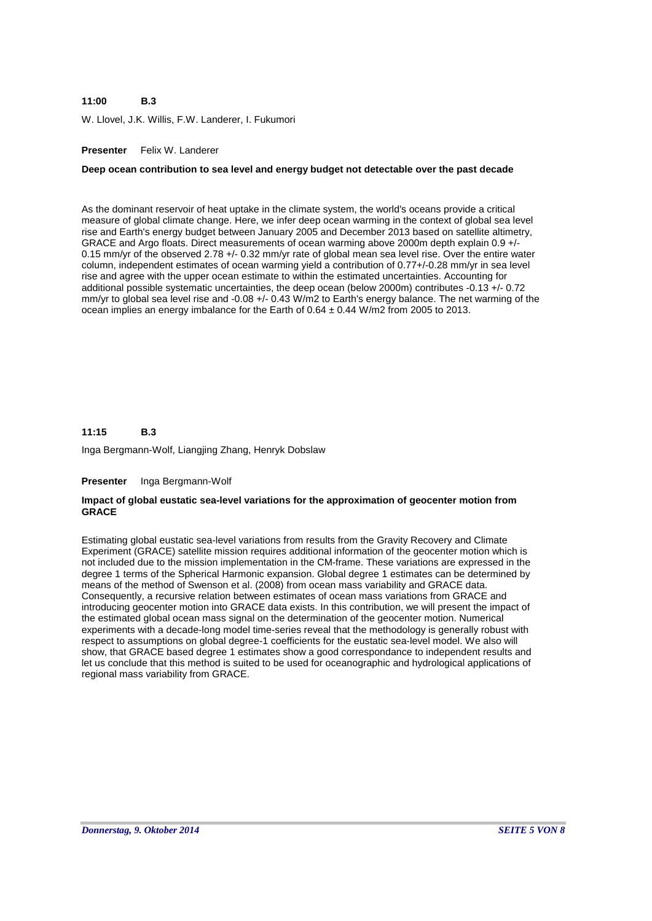**11:00 B.3**

W. Llovel, J.K. Willis, F.W. Landerer, I. Fukumori

**Presenter** Felix W. Landerer

**Deep ocean contribution to sea level and energy budget not detectable over the past decade**

As the dominant reservoir of heat uptake in the climate system, the world's oceans provide a critical measure of global climate change. Here, we infer deep ocean warming in the context of global sea level rise and Earth's energy budget between January 2005 and December 2013 based on satellite altimetry, GRACE and Argo floats. Direct measurements of ocean warming above 2000m depth explain 0.9 +/- 0.15 mm/yr of the observed 2.78 +/- 0.32 mm/yr rate of global mean sea level rise. Over the entire water column, independent estimates of ocean warming yield a contribution of 0.77+/-0.28 mm/yr in sea level rise and agree with the upper ocean estimate to within the estimated uncertainties. Accounting for additional possible systematic uncertainties, the deep ocean (below 2000m) contributes -0.13 +/- 0.72 mm/yr to global sea level rise and -0.08 +/- 0.43 W/m2 to Earth's energy balance. The net warming of the ocean implies an energy imbalance for the Earth of 0.64 ± 0.44 W/m2 from 2005 to 2013.

**11:15 B.3**

Inga Bergmann-Wolf, Liangjing Zhang, Henryk Dobslaw

**Presenter** Inga Bergmann-Wolf

**Impact of global eustatic sea-level variations for the approximation of geocenter motion from GRACE**

Estimating global eustatic sea-level variations from results from the Gravity Recovery and Climate Experiment (GRACE) satellite mission requires additional information of the geocenter motion which is not included due to the mission implementation in the CM-frame. These variations are expressed in the degree 1 terms of the Spherical Harmonic expansion. Global degree 1 estimates can be determined by means of the method of Swenson et al. (2008) from ocean mass variability and GRACE data. Consequently, a recursive relation between estimates of ocean mass variations from GRACE and introducing geocenter motion into GRACE data exists. In this contribution, we will present the impact of the estimated global ocean mass signal on the determination of the geocenter motion. Numerical experiments with a decade-long model time-series reveal that the methodology is generally robust with respect to assumptions on global degree-1 coefficients for the eustatic sea-level model. We also will show, that GRACE based degree 1 estimates show a good correspondance to independent results and let us conclude that this method is suited to be used for oceanographic and hydrological applications of regional mass variability from GRACE.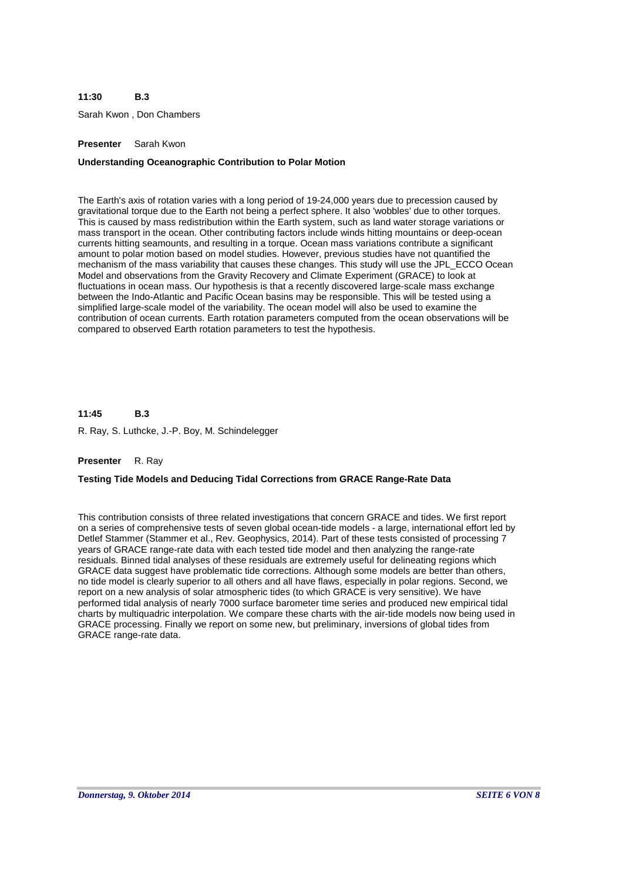**11:30 B.3**

Sarah Kwon , Don Chambers

**Presenter** Sarah Kwon

**Understanding Oceanographic Contribution to Polar Motion**

The Earth's axis of rotation varies with a long period of 19-24,000 years due to precession caused by gravitational torque due to the Earth not being a perfect sphere. It also 'wobbles' due to other torques. This is caused by mass redistribution within the Earth system, such as land water storage variations or mass transport in the ocean. Other contributing factors include winds hitting mountains or deep-ocean currents hitting seamounts, and resulting in a torque. Ocean mass variations contribute a significant amount to polar motion based on model studies. However, previous studies have not quantified the mechanism of the mass variability that causes these changes. This study will use the JPL_ECCO Ocean Model and observations from the Gravity Recovery and Climate Experiment (GRACE) to look at fluctuations in ocean mass. Our hypothesis is that a recently discovered large-scale mass exchange between the Indo-Atlantic and Pacific Ocean basins may be responsible. This will be tested using a simplified large-scale model of the variability. The ocean model will also be used to examine the contribution of ocean currents. Earth rotation parameters computed from the ocean observations will be compared to observed Earth rotation parameters to test the hypothesis.

**11:45 B.3**

R. Ray, S. Luthcke, J.-P. Boy, M. Schindelegger

**Presenter** R. Ray

**Testing Tide Models and Deducing Tidal Corrections from GRACE Range-Rate Data**

This contribution consists of three related investigations that concern GRACE and tides. We first report on a series of comprehensive tests of seven global ocean-tide models - a large, international effort led by Detlef Stammer (Stammer et al., Rev. Geophysics, 2014). Part of these tests consisted of processing 7 years of GRACE range-rate data with each tested tide model and then analyzing the range-rate residuals. Binned tidal analyses of these residuals are extremely useful for delineating regions which GRACE data suggest have problematic tide corrections. Although some models are better than others, no tide model is clearly superior to all others and all have flaws, especially in polar regions. Second, we report on a new analysis of solar atmospheric tides (to which GRACE is very sensitive). We have performed tidal analysis of nearly 7000 surface barometer time series and produced new empirical tidal charts by multiquadric interpolation. We compare these charts with the air-tide models now being used in GRACE processing. Finally we report on some new, but preliminary, inversions of global tides from GRACE range-rate data.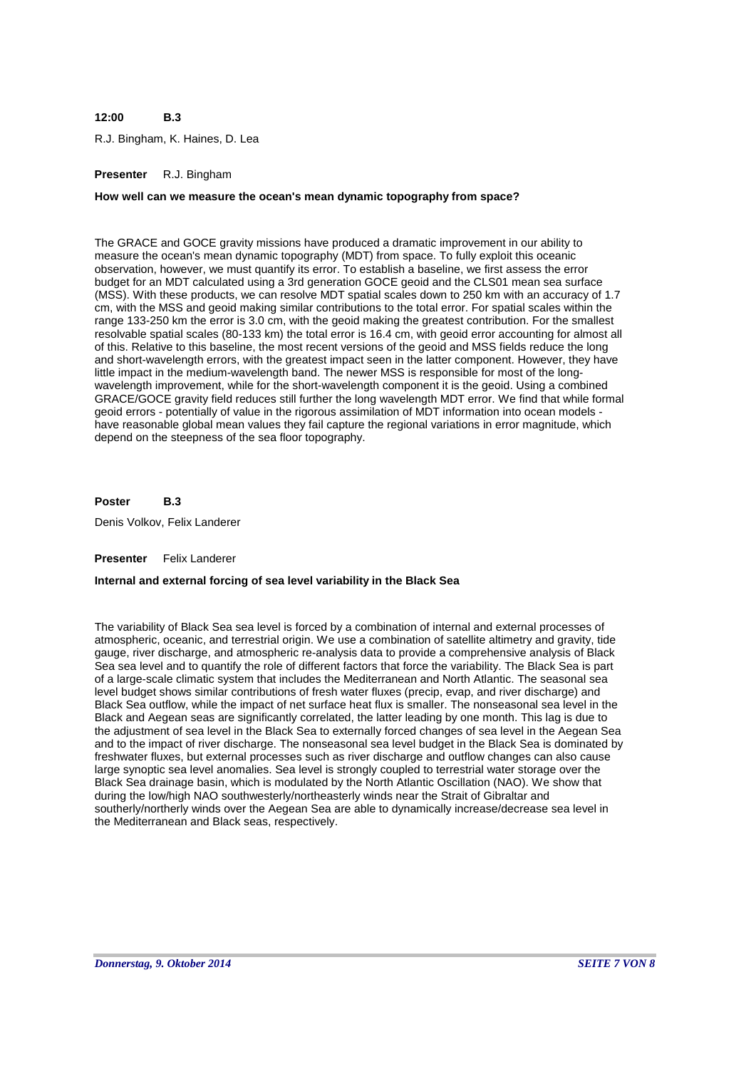**12:00 B.3**

R.J. Bingham, K. Haines, D. Lea

**Presenter** R.J. Bingham

**How well can we measure the ocean's mean dynamic topography from space?**

The GRACE and GOCE gravity missions have produced a dramatic improvement in our ability to measure the ocean's mean dynamic topography (MDT) from space. To fully exploit this oceanic observation, however, we must quantify its error. To establish a baseline, we first assess the error budget for an MDT calculated using a 3rd generation GOCE geoid and the CLS01 mean sea surface (MSS). With these products, we can resolve MDT spatial scales down to 250 km with an accuracy of 1.7 cm, with the MSS and geoid making similar contributions to the total error. For spatial scales within the range 133-250 km the error is 3.0 cm, with the geoid making the greatest contribution. For the smallest resolvable spatial scales (80-133 km) the total error is 16.4 cm, with geoid error accounting for almost all of this. Relative to this baseline, the most recent versions of the geoid and MSS fields reduce the long and short-wavelength errors, with the greatest impact seen in the latter component. However, they have little impact in the medium-wavelength band. The newer MSS is responsible for most of the long-wavelength improvement, while for the short-wavelength component it is the geoid. Using a combined GRACE/GOCE gravity field reduces still further the long wavelength MDT error. We find that while formal geoid errors - potentially of value in the rigorous assimilation of MDT information into ocean models - have reasonable global mean values they fail capture the regional variations in error magnitude, which depend on the steepness of the sea floor topography.

**Poster B.3**

Denis Volkov, Felix Landerer

**Presenter** Felix Landerer

**Internal and external forcing of sea level variability in the Black Sea**

The variability of Black Sea sea level is forced by a combination of internal and external processes of atmospheric, oceanic, and terrestrial origin. We use a combination of satellite altimetry and gravity, tide gauge, river discharge, and atmospheric re-analysis data to provide a comprehensive analysis of Black Sea sea level and to quantify the role of different factors that force the variability. The Black Sea is part of a large-scale climatic system that includes the Mediterranean and North Atlantic. The seasonal sea level budget shows similar contributions of fresh water fluxes (precip, evap, and river discharge) and Black Sea outflow, while the impact of net surface heat flux is smaller. The nonseasonal sea level in the Black and Aegean seas are significantly correlated, the latter leading by one month. This lag is due to the adjustment of sea level in the Black Sea to externally forced changes of sea level in the Aegean Sea and to the impact of river discharge. The nonseasonal sea level budget in the Black Sea is dominated by freshwater fluxes, but external processes such as river discharge and outflow changes can also cause large synoptic sea level anomalies. Sea level is strongly coupled to terrestrial water storage over the Black Sea drainage basin, which is modulated by the North Atlantic Oscillation (NAO). We show that during the low/high NAO southwesterly/northeasterly winds near the Strait of Gibraltar and southerly/northerly winds over the Aegean Sea are able to dynamically increase/decrease sea level in the Mediterranean and Black seas, respectively.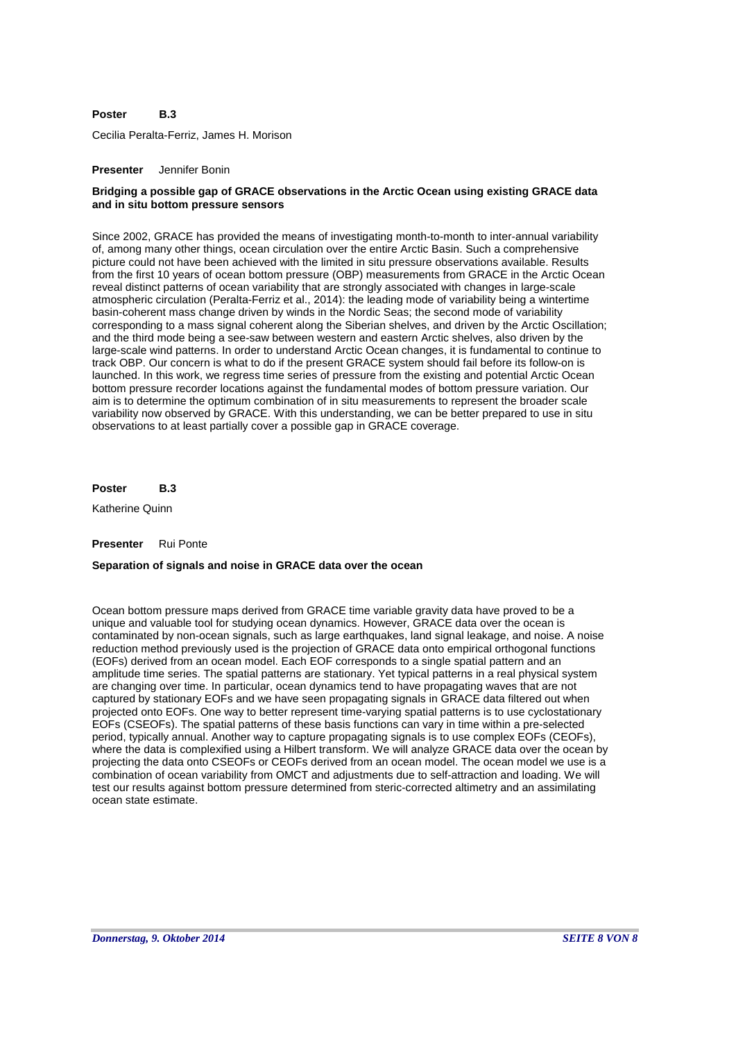**Poster B.3**

Cecilia Peralta-Ferriz, James H. Morison

**Presenter** Jennifer Bonin

**Bridging a possible gap of GRACE observations in the Arctic Ocean using existing GRACE data and in situ bottom pressure sensors**

Since 2002, GRACE has provided the means of investigating month-to-month to inter-annual variability of, among many other things, ocean circulation over the entire Arctic Basin. Such a comprehensive picture could not have been achieved with the limited in situ pressure observations available. Results from the first 10 years of ocean bottom pressure (OBP) measurements from GRACE in the Arctic Ocean reveal distinct patterns of ocean variability that are strongly associated with changes in large-scale atmospheric circulation (Peralta-Ferriz et al., 2014): the leading mode of variability being a wintertime basin-coherent mass change driven by winds in the Nordic Seas; the second mode of variability corresponding to a mass signal coherent along the Siberian shelves, and driven by the Arctic Oscillation; and the third mode being a see-saw between western and eastern Arctic shelves, also driven by the large-scale wind patterns. In order to understand Arctic Ocean changes, it is fundamental to continue to track OBP. Our concern is what to do if the present GRACE system should fail before its follow-on is launched. In this work, we regress time series of pressure from the existing and potential Arctic Ocean bottom pressure recorder locations against the fundamental modes of bottom pressure variation. Our aim is to determine the optimum combination of in situ measurements to represent the broader scale variability now observed by GRACE. With this understanding, we can be better prepared to use in situ observations to at least partially cover a possible gap in GRACE coverage.

**Poster B.3**

Katherine Quinn

**Presenter** Rui Ponte

**Separation of signals and noise in GRACE data over the ocean**

Ocean bottom pressure maps derived from GRACE time variable gravity data have proved to be a unique and valuable tool for studying ocean dynamics. However, GRACE data over the ocean is contaminated by non-ocean signals, such as large earthquakes, land signal leakage, and noise. A noise reduction method previously used is the projection of GRACE data onto empirical orthogonal functions (EOFs) derived from an ocean model. Each EOF corresponds to a single spatial pattern and an amplitude time series. The spatial patterns are stationary. Yet typical patterns in a real physical system are changing over time. In particular, ocean dynamics tend to have propagating waves that are not captured by stationary EOFs and we have seen propagating signals in GRACE data filtered out when projected onto EOFs. One way to better represent time-varying spatial patterns is to use cyclostationary EOFs (CSEOFs). The spatial patterns of these basis functions can vary in time within a pre-selected period, typically annual. Another way to capture propagating signals is to use complex EOFs (CEOFs), where the data is complexified using a Hilbert transform. We will analyze GRACE data over the ocean by projecting the data onto CSEOFs or CEOFs derived from an ocean model. The ocean model we use is a combination of ocean variability from OMCT and adjustments due to self-attraction and loading. We will test our results against bottom pressure determined from steric-corrected altimetry and an assimilating ocean state estimate.